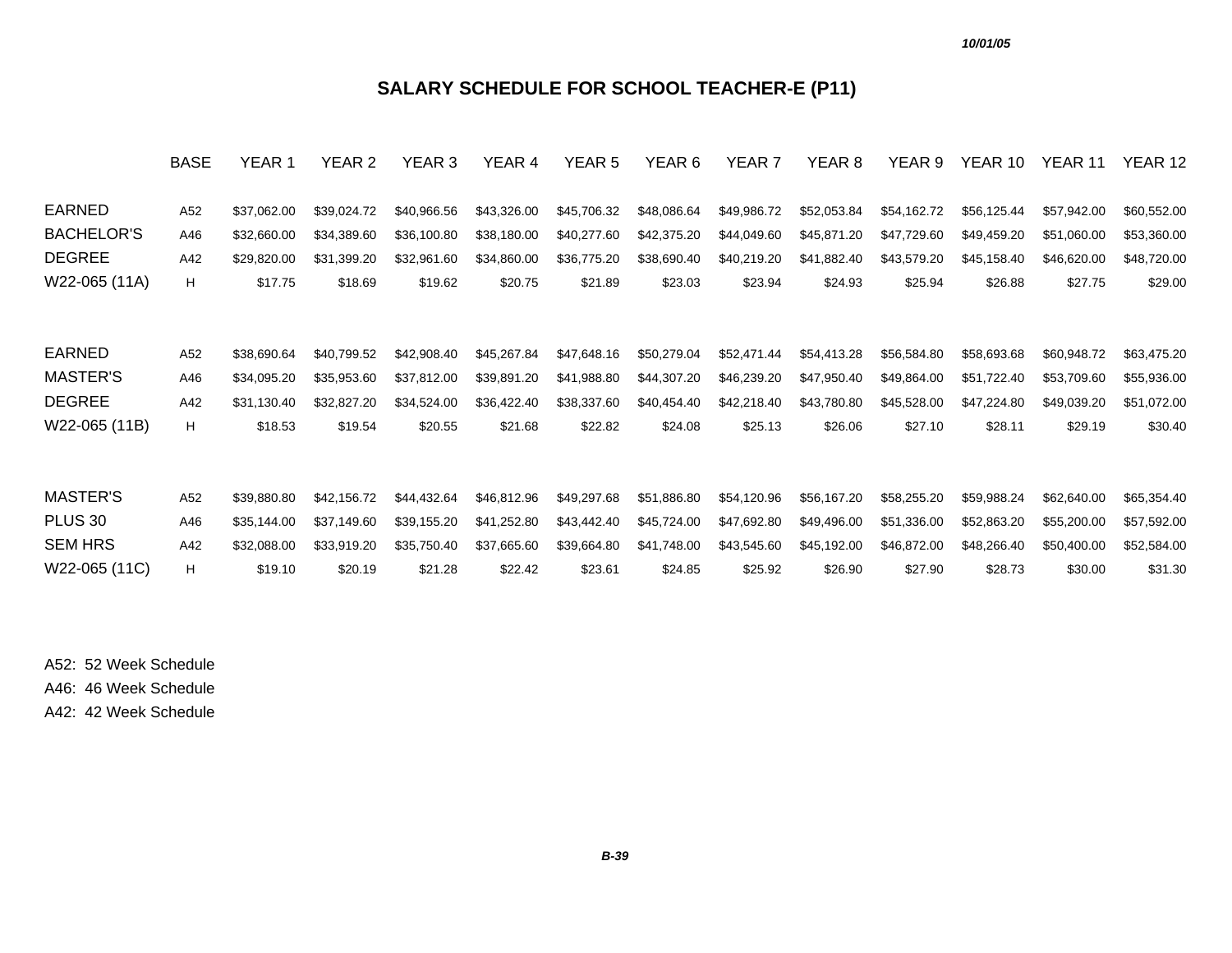10/01/05

# SALARY SCHEDULE FOR SCHOOL TEACHER-E (P11)

| | BASE | YEAR 1 | YEAR 2 | YEAR 3 | YEAR 4 | YEAR 5 | YEAR 6 | YEAR 7 | YEAR 8 | YEAR 9 | YEAR 10 | YEAR 11 | YEAR 12 |
|---|---|---|---|---|---|---|---|---|---|---|---|---|---|
| EARNED | A52 | $37,062.00 | $39,024.72 | $40,966.56 | $43,326.00 | $45,706.32 | $48,086.64 | $49,986.72 | $52,053.84 | $54,162.72 | $56,125.44 | $57,942.00 | $60,552.00 |
| BACHELOR'S | A46 | $32,660.00 | $34,389.60 | $36,100.80 | $38,180.00 | $40,277.60 | $42,375.20 | $44,049.60 | $45,871.20 | $47,729.60 | $49,459.20 | $51,060.00 | $53,360.00 |
| DEGREE | A42 | $29,820.00 | $31,399.20 | $32,961.60 | $34,860.00 | $36,775.20 | $38,690.40 | $40,219.20 | $41,882.40 | $43,579.20 | $45,158.40 | $46,620.00 | $48,720.00 |
| W22-065 (11A) | H | $17.75 | $18.69 | $19.62 | $20.75 | $21.89 | $23.03 | $23.94 | $24.93 | $25.94 | $26.88 | $27.75 | $29.00 |
| EARNED | A52 | $38,690.64 | $40,799.52 | $42,908.40 | $45,267.84 | $47,648.16 | $50,279.04 | $52,471.44 | $54,413.28 | $56,584.80 | $58,693.68 | $60,948.72 | $63,475.20 |
| MASTER'S | A46 | $34,095.20 | $35,953.60 | $37,812.00 | $39,891.20 | $41,988.80 | $44,307.20 | $46,239.20 | $47,950.40 | $49,864.00 | $51,722.40 | $53,709.60 | $55,936.00 |
| DEGREE | A42 | $31,130.40 | $32,827.20 | $34,524.00 | $36,422.40 | $38,337.60 | $40,454.40 | $42,218.40 | $43,780.80 | $45,528.00 | $47,224.80 | $49,039.20 | $51,072.00 |
| W22-065 (11B) | H | $18.53 | $19.54 | $20.55 | $21.68 | $22.82 | $24.08 | $25.13 | $26.06 | $27.10 | $28.11 | $29.19 | $30.40 |
| MASTER'S | A52 | $39,880.80 | $42,156.72 | $44,432.64 | $46,812.96 | $49,297.68 | $51,886.80 | $54,120.96 | $56,167.20 | $58,255.20 | $59,988.24 | $62,640.00 | $65,354.40 |
| PLUS 30 | A46 | $35,144.00 | $37,149.60 | $39,155.20 | $41,252.80 | $43,442.40 | $45,724.00 | $47,692.80 | $49,496.00 | $51,336.00 | $52,863.20 | $55,200.00 | $57,592.00 |
| SEM HRS | A42 | $32,088.00 | $33,919.20 | $35,750.40 | $37,665.60 | $39,664.80 | $41,748.00 | $43,545.60 | $45,192.00 | $46,872.00 | $48,266.40 | $50,400.00 | $52,584.00 |
| W22-065 (11C) | H | $19.10 | $20.19 | $21.28 | $22.42 | $23.61 | $24.85 | $25.92 | $26.90 | $27.90 | $28.73 | $30.00 | $31.30 |

A52: 52 Week Schedule
A46: 46 Week Schedule
A42: 42 Week Schedule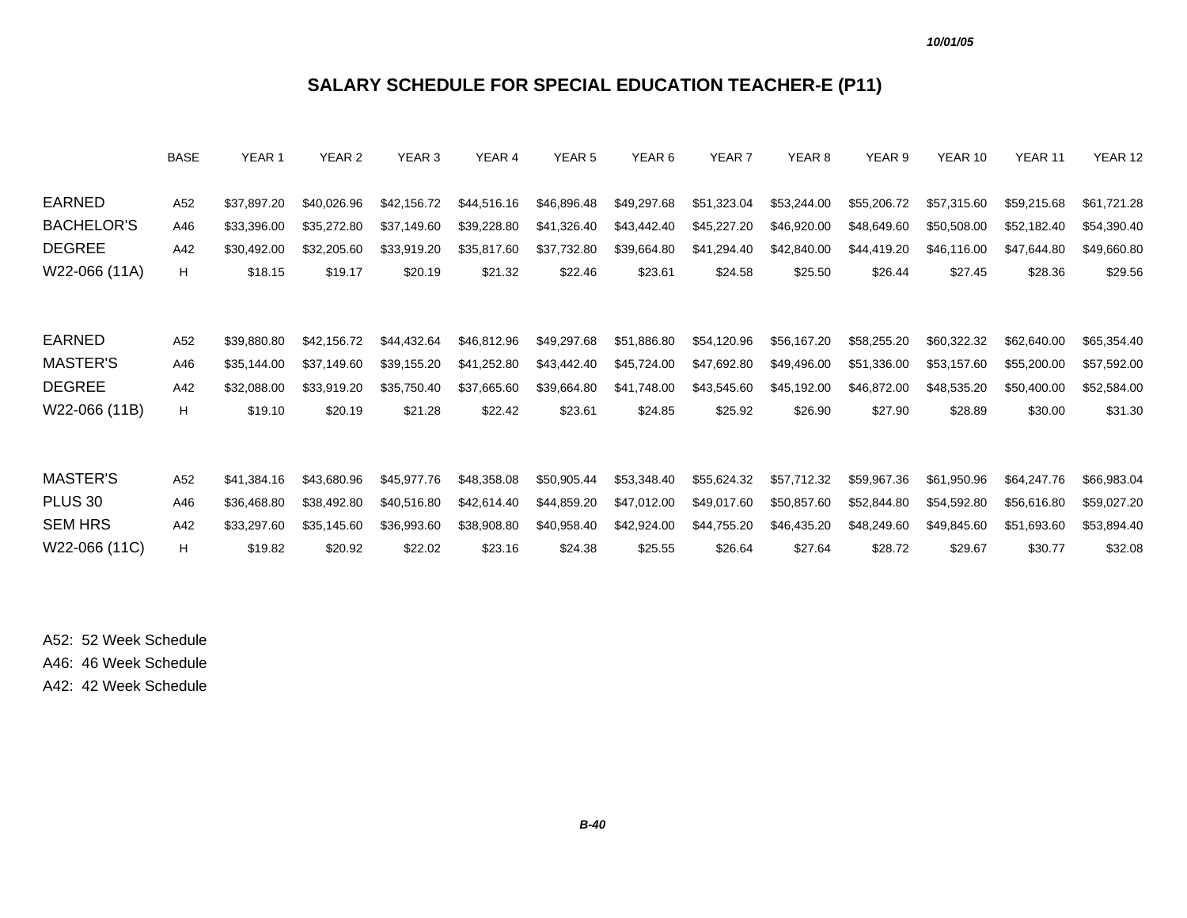# SALARY SCHEDULE FOR SPECIAL EDUCATION TEACHER-E (P11)

| | BASE | YEAR 1 | YEAR 2 | YEAR 3 | YEAR 4 | YEAR 5 | YEAR 6 | YEAR 7 | YEAR 8 | YEAR 9 | YEAR 10 | YEAR 11 | YEAR 12 |
|---|---|---|---|---|---|---|---|---|---|---|---|---|---|
| EARNED | A52 | $37,897.20 | $40,026.96 | $42,156.72 | $44,516.16 | $46,896.48 | $49,297.68 | $51,323.04 | $53,244.00 | $55,206.72 | $57,315.60 | $59,215.68 | $61,721.28 |
| BACHELOR'S | A46 | $33,396.00 | $35,272.80 | $37,149.60 | $39,228.80 | $41,326.40 | $43,442.40 | $45,227.20 | $46,920.00 | $48,649.60 | $50,508.00 | $52,182.40 | $54,390.40 |
| DEGREE | A42 | $30,492.00 | $32,205.60 | $33,919.20 | $35,817.60 | $37,732.80 | $39,664.80 | $41,294.40 | $42,840.00 | $44,419.20 | $46,116.00 | $47,644.80 | $49,660.80 |
| W22-066 (11A) | H | $18.15 | $19.17 | $20.19 | $21.32 | $22.46 | $23.61 | $24.58 | $25.50 | $26.44 | $27.45 | $28.36 | $29.56 |
| EARNED | A52 | $39,880.80 | $42,156.72 | $44,432.64 | $46,812.96 | $49,297.68 | $51,886.80 | $54,120.96 | $56,167.20 | $58,255.20 | $60,322.32 | $62,640.00 | $65,354.40 |
| MASTER'S | A46 | $35,144.00 | $37,149.60 | $39,155.20 | $41,252.80 | $43,442.40 | $45,724.00 | $47,692.80 | $49,496.00 | $51,336.00 | $53,157.60 | $55,200.00 | $57,592.00 |
| DEGREE | A42 | $32,088.00 | $33,919.20 | $35,750.40 | $37,665.60 | $39,664.80 | $41,748.00 | $43,545.60 | $45,192.00 | $46,872.00 | $48,535.20 | $50,400.00 | $52,584.00 |
| W22-066 (11B) | H | $19.10 | $20.19 | $21.28 | $22.42 | $23.61 | $24.85 | $25.92 | $26.90 | $27.90 | $28.89 | $30.00 | $31.30 |
| MASTER'S | A52 | $41,384.16 | $43,680.96 | $45,977.76 | $48,358.08 | $50,905.44 | $53,348.40 | $55,624.32 | $57,712.32 | $59,967.36 | $61,950.96 | $64,247.76 | $66,983.04 |
| PLUS 30 | A46 | $36,468.80 | $38,492.80 | $40,516.80 | $42,614.40 | $44,859.20 | $47,012.00 | $49,017.60 | $50,857.60 | $52,844.80 | $54,592.80 | $56,616.80 | $59,027.20 |
| SEM HRS | A42 | $33,297.60 | $35,145.60 | $36,993.60 | $38,908.80 | $40,958.40 | $42,924.00 | $44,755.20 | $46,435.20 | $48,249.60 | $49,845.60 | $51,693.60 | $53,894.40 |
| W22-066 (11C) | H | $19.82 | $20.92 | $22.02 | $23.16 | $24.38 | $25.55 | $26.64 | $27.64 | $28.72 | $29.67 | $30.77 | $32.08 |

A52: 52 Week Schedule
A46: 46 Week Schedule
A42: 42 Week Schedule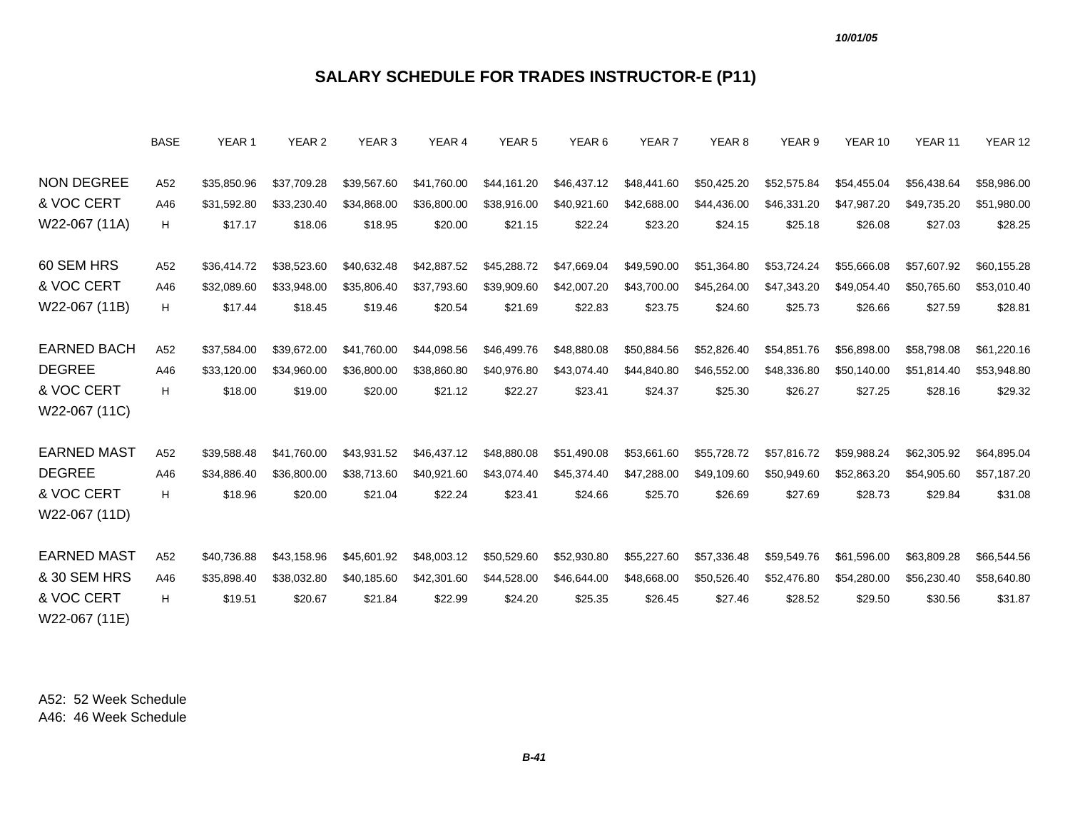10/01/05

# SALARY SCHEDULE FOR TRADES INSTRUCTOR-E (P11)

| | BASE | YEAR 1 | YEAR 2 | YEAR 3 | YEAR 4 | YEAR 5 | YEAR 6 | YEAR 7 | YEAR 8 | YEAR 9 | YEAR 10 | YEAR 11 | YEAR 12 |
|---|---|---|---|---|---|---|---|---|---|---|---|---|---|
| NON DEGREE | A52 | $35,850.96 | $37,709.28 | $39,567.60 | $41,760.00 | $44,161.20 | $46,437.12 | $48,441.60 | $50,425.20 | $52,575.84 | $54,455.04 | $56,438.64 | $58,986.00 |
| & VOC CERT | A46 | $31,592.80 | $33,230.40 | $34,868.00 | $36,800.00 | $38,916.00 | $40,921.60 | $42,688.00 | $44,436.00 | $46,331.20 | $47,987.20 | $49,735.20 | $51,980.00 |
| W22-067 (11A) | H | $17.17 | $18.06 | $18.95 | $20.00 | $21.15 | $22.24 | $23.20 | $24.15 | $25.18 | $26.08 | $27.03 | $28.25 |
| 60 SEM HRS | A52 | $36,414.72 | $38,523.60 | $40,632.48 | $42,887.52 | $45,288.72 | $47,669.04 | $49,590.00 | $51,364.80 | $53,724.24 | $55,666.08 | $57,607.92 | $60,155.28 |
| & VOC CERT | A46 | $32,089.60 | $33,948.00 | $35,806.40 | $37,793.60 | $39,909.60 | $42,007.20 | $43,700.00 | $45,264.00 | $47,343.20 | $49,054.40 | $50,765.60 | $53,010.40 |
| W22-067 (11B) | H | $17.44 | $18.45 | $19.46 | $20.54 | $21.69 | $22.83 | $23.75 | $24.60 | $25.73 | $26.66 | $27.59 | $28.81 |
| EARNED BACH | A52 | $37,584.00 | $39,672.00 | $41,760.00 | $44,098.56 | $46,499.76 | $48,880.08 | $50,884.56 | $52,826.40 | $54,851.76 | $56,898.00 | $58,798.08 | $61,220.16 |
| DEGREE | A46 | $33,120.00 | $34,960.00 | $36,800.00 | $38,860.80 | $40,976.80 | $43,074.40 | $44,840.80 | $46,552.00 | $48,336.80 | $50,140.00 | $51,814.40 | $53,948.80 |
| & VOC CERT | H | $18.00 | $19.00 | $20.00 | $21.12 | $22.27 | $23.41 | $24.37 | $25.30 | $26.27 | $27.25 | $28.16 | $29.32 |
| W22-067 (11C) | | | | | | | | | | | | | |
| EARNED MAST | A52 | $39,588.48 | $41,760.00 | $43,931.52 | $46,437.12 | $48,880.08 | $51,490.08 | $53,661.60 | $55,728.72 | $57,816.72 | $59,988.24 | $62,305.92 | $64,895.04 |
| DEGREE | A46 | $34,886.40 | $36,800.00 | $38,713.60 | $40,921.60 | $43,074.40 | $45,374.40 | $47,288.00 | $49,109.60 | $50,949.60 | $52,863.20 | $54,905.60 | $57,187.20 |
| & VOC CERT | H | $18.96 | $20.00 | $21.04 | $22.24 | $23.41 | $24.66 | $25.70 | $26.69 | $27.69 | $28.73 | $29.84 | $31.08 |
| W22-067 (11D) | | | | | | | | | | | | | |
| EARNED MAST | A52 | $40,736.88 | $43,158.96 | $45,601.92 | $48,003.12 | $50,529.60 | $52,930.80 | $55,227.60 | $57,336.48 | $59,549.76 | $61,596.00 | $63,809.28 | $66,544.56 |
| & 30 SEM HRS | A46 | $35,898.40 | $38,032.80 | $40,185.60 | $42,301.60 | $44,528.00 | $46,644.00 | $48,668.00 | $50,526.40 | $52,476.80 | $54,280.00 | $56,230.40 | $58,640.80 |
| & VOC CERT | H | $19.51 | $20.67 | $21.84 | $22.99 | $24.20 | $25.35 | $26.45 | $27.46 | $28.52 | $29.50 | $30.56 | $31.87 |
| W22-067 (11E) | | | | | | | | | | | | | |

A52: 52 Week Schedule
A46: 46 Week Schedule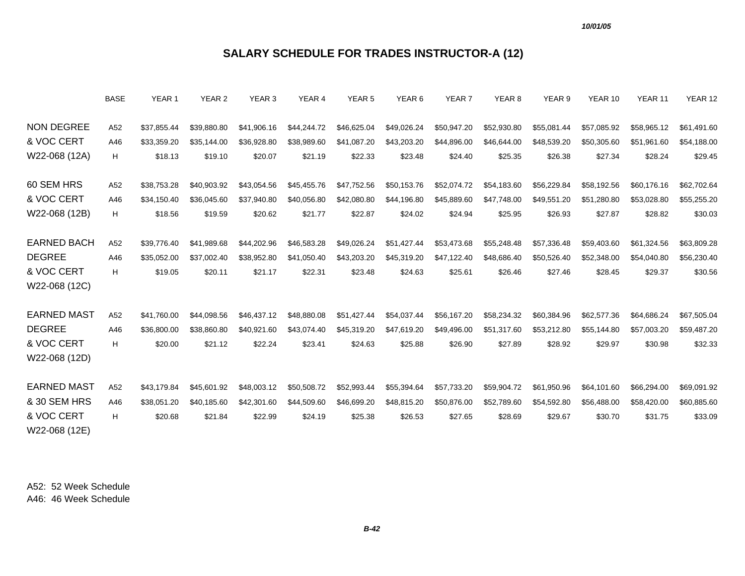10/01/05

# SALARY SCHEDULE FOR TRADES INSTRUCTOR-A (12)

| | BASE | YEAR 1 | YEAR 2 | YEAR 3 | YEAR 4 | YEAR 5 | YEAR 6 | YEAR 7 | YEAR 8 | YEAR 9 | YEAR 10 | YEAR 11 | YEAR 12 |
|---|---|---|---|---|---|---|---|---|---|---|---|---|---|
| NON DEGREE | A52 | $37,855.44 | $39,880.80 | $41,906.16 | $44,244.72 | $46,625.04 | $49,026.24 | $50,947.20 | $52,930.80 | $55,081.44 | $57,085.92 | $58,965.12 | $61,491.60 |
| & VOC CERT | A46 | $33,359.20 | $35,144.00 | $36,928.80 | $38,989.60 | $41,087.20 | $43,203.20 | $44,896.00 | $46,644.00 | $48,539.20 | $50,305.60 | $51,961.60 | $54,188.00 |
| W22-068 (12A) | H | $18.13 | $19.10 | $20.07 | $21.19 | $22.33 | $23.48 | $24.40 | $25.35 | $26.38 | $27.34 | $28.24 | $29.45 |
| 60 SEM HRS | A52 | $38,753.28 | $40,903.92 | $43,054.56 | $45,455.76 | $47,752.56 | $50,153.76 | $52,074.72 | $54,183.60 | $56,229.84 | $58,192.56 | $60,176.16 | $62,702.64 |
| & VOC CERT | A46 | $34,150.40 | $36,045.60 | $37,940.80 | $40,056.80 | $42,080.80 | $44,196.80 | $45,889.60 | $47,748.00 | $49,551.20 | $51,280.80 | $53,028.80 | $55,255.20 |
| W22-068 (12B) | H | $18.56 | $19.59 | $20.62 | $21.77 | $22.87 | $24.02 | $24.94 | $25.95 | $26.93 | $27.87 | $28.82 | $30.03 |
| EARNED BACH | A52 | $39,776.40 | $41,989.68 | $44,202.96 | $46,583.28 | $49,026.24 | $51,427.44 | $53,473.68 | $55,248.48 | $57,336.48 | $59,403.60 | $61,324.56 | $63,809.28 |
| DEGREE | A46 | $35,052.00 | $37,002.40 | $38,952.80 | $41,050.40 | $43,203.20 | $45,319.20 | $47,122.40 | $48,686.40 | $50,526.40 | $52,348.00 | $54,040.80 | $56,230.40 |
| & VOC CERT | H | $19.05 | $20.11 | $21.17 | $22.31 | $23.48 | $24.63 | $25.61 | $26.46 | $27.46 | $28.45 | $29.37 | $30.56 |
| W22-068 (12C) | | | | | | | | | | | | | |
| EARNED MAST | A52 | $41,760.00 | $44,098.56 | $46,437.12 | $48,880.08 | $51,427.44 | $54,037.44 | $56,167.20 | $58,234.32 | $60,384.96 | $62,577.36 | $64,686.24 | $67,505.04 |
| DEGREE | A46 | $36,800.00 | $38,860.80 | $40,921.60 | $43,074.40 | $45,319.20 | $47,619.20 | $49,496.00 | $51,317.60 | $53,212.80 | $55,144.80 | $57,003.20 | $59,487.20 |
| & VOC CERT | H | $20.00 | $21.12 | $22.24 | $23.41 | $24.63 | $25.88 | $26.90 | $27.89 | $28.92 | $29.97 | $30.98 | $32.33 |
| W22-068 (12D) | | | | | | | | | | | | | |
| EARNED MAST | A52 | $43,179.84 | $45,601.92 | $48,003.12 | $50,508.72 | $52,993.44 | $55,394.64 | $57,733.20 | $59,904.72 | $61,950.96 | $64,101.60 | $66,294.00 | $69,091.92 |
| & 30 SEM HRS | A46 | $38,051.20 | $40,185.60 | $42,301.60 | $44,509.60 | $46,699.20 | $48,815.20 | $50,876.00 | $52,789.60 | $54,592.80 | $56,488.00 | $58,420.00 | $60,885.60 |
| & VOC CERT | H | $20.68 | $21.84 | $22.99 | $24.19 | $25.38 | $26.53 | $27.65 | $28.69 | $29.67 | $30.70 | $31.75 | $33.09 |
| W22-068 (12E) | | | | | | | | | | | | | |

A52: 52 Week Schedule
A46: 46 Week Schedule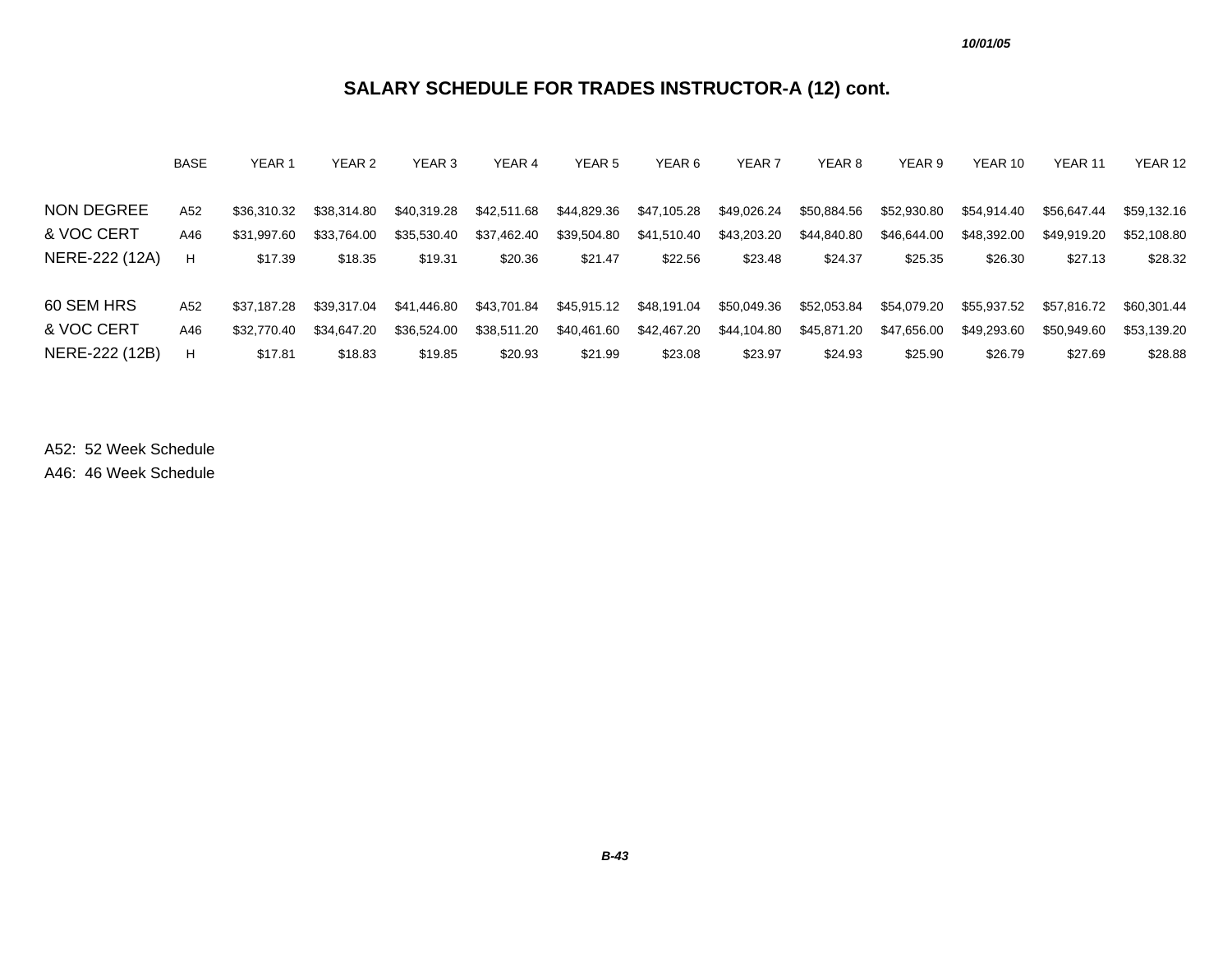10/01/05

# SALARY SCHEDULE FOR TRADES INSTRUCTOR-A (12) cont.

| | BASE | YEAR 1 | YEAR 2 | YEAR 3 | YEAR 4 | YEAR 5 | YEAR 6 | YEAR 7 | YEAR 8 | YEAR 9 | YEAR 10 | YEAR 11 | YEAR 12 |
|---|---|---|---|---|---|---|---|---|---|---|---|---|---|
| NON DEGREE | A52 | $36,310.32 | $38,314.80 | $40,319.28 | $42,511.68 | $44,829.36 | $47,105.28 | $49,026.24 | $50,884.56 | $52,930.80 | $54,914.40 | $56,647.44 | $59,132.16 |
| & VOC CERT | A46 | $31,997.60 | $33,764.00 | $35,530.40 | $37,462.40 | $39,504.80 | $41,510.40 | $43,203.20 | $44,840.80 | $46,644.00 | $48,392.00 | $49,919.20 | $52,108.80 |
| NERE-222 (12A) | H | $17.39 | $18.35 | $19.31 | $20.36 | $21.47 | $22.56 | $23.48 | $24.37 | $25.35 | $26.30 | $27.13 | $28.32 |
| 60 SEM HRS | A52 | $37,187.28 | $39,317.04 | $41,446.80 | $43,701.84 | $45,915.12 | $48,191.04 | $50,049.36 | $52,053.84 | $54,079.20 | $55,937.52 | $57,816.72 | $60,301.44 |
| & VOC CERT | A46 | $32,770.40 | $34,647.20 | $36,524.00 | $38,511.20 | $40,461.60 | $42,467.20 | $44,104.80 | $45,871.20 | $47,656.00 | $49,293.60 | $50,949.60 | $53,139.20 |
| NERE-222 (12B) | H | $17.81 | $18.83 | $19.85 | $20.93 | $21.99 | $23.08 | $23.97 | $24.93 | $25.90 | $26.79 | $27.69 | $28.88 |

A52: 52 Week Schedule
A46: 46 Week Schedule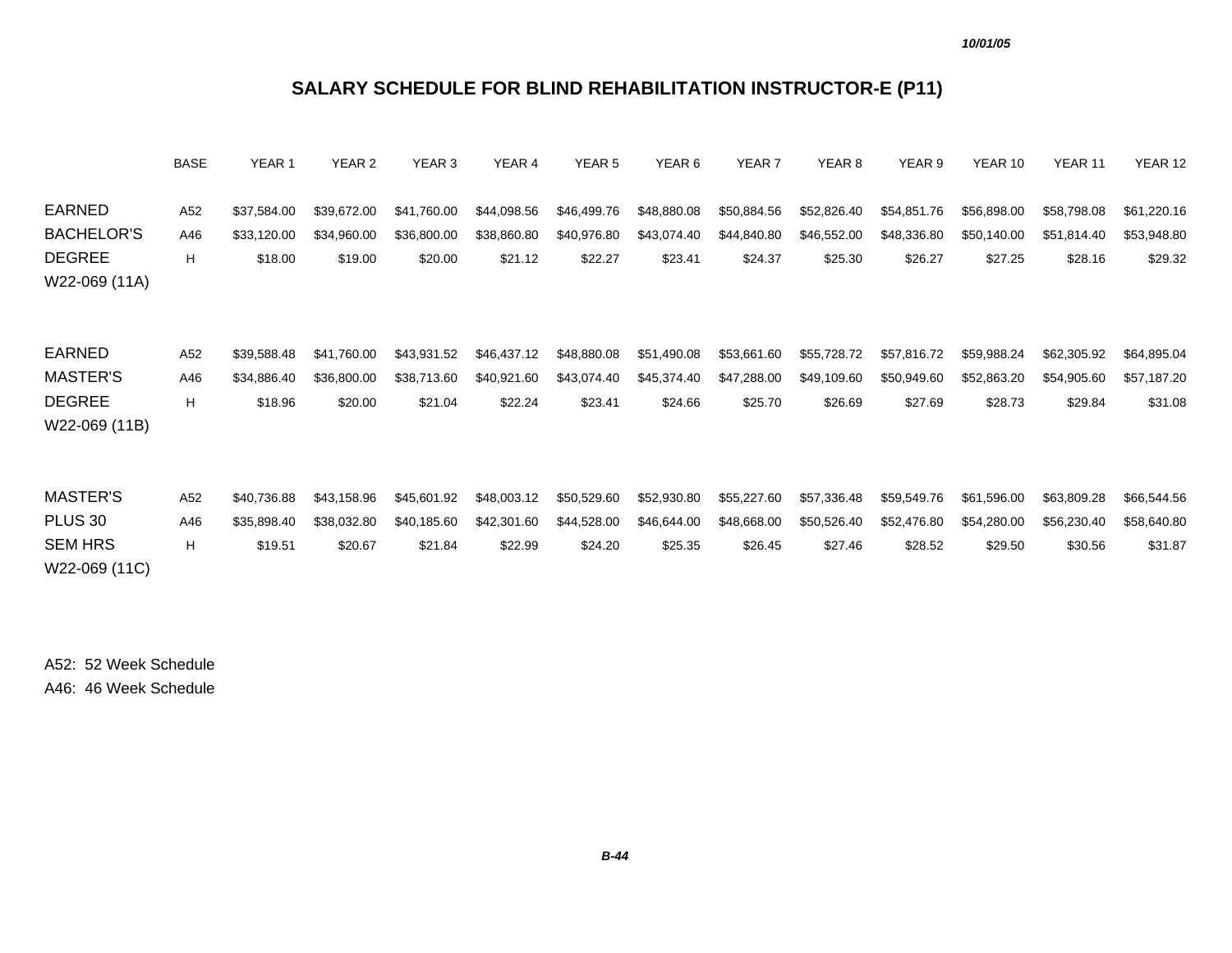10/01/05

# SALARY SCHEDULE FOR BLIND REHABILITATION INSTRUCTOR-E (P11)

| | BASE | YEAR 1 | YEAR 2 | YEAR 3 | YEAR 4 | YEAR 5 | YEAR 6 | YEAR 7 | YEAR 8 | YEAR 9 | YEAR 10 | YEAR 11 | YEAR 12 |
|---|---|---|---|---|---|---|---|---|---|---|---|---|---|
| EARNED | A52 | $37,584.00 | $39,672.00 | $41,760.00 | $44,098.56 | $46,499.76 | $48,880.08 | $50,884.56 | $52,826.40 | $54,851.76 | $56,898.00 | $58,798.08 | $61,220.16 |
| BACHELOR'S | A46 | $33,120.00 | $34,960.00 | $36,800.00 | $38,860.80 | $40,976.80 | $43,074.40 | $44,840.80 | $46,552.00 | $48,336.80 | $50,140.00 | $51,814.40 | $53,948.80 |
| DEGREE | H | $18.00 | $19.00 | $20.00 | $21.12 | $22.27 | $23.41 | $24.37 | $25.30 | $26.27 | $27.25 | $28.16 | $29.32 |
| W22-069 (11A) | | | | | | | | | | | | | |
| EARNED | A52 | $39,588.48 | $41,760.00 | $43,931.52 | $46,437.12 | $48,880.08 | $51,490.08 | $53,661.60 | $55,728.72 | $57,816.72 | $59,988.24 | $62,305.92 | $64,895.04 |
| MASTER'S | A46 | $34,886.40 | $36,800.00 | $38,713.60 | $40,921.60 | $43,074.40 | $45,374.40 | $47,288.00 | $49,109.60 | $50,949.60 | $52,863.20 | $54,905.60 | $57,187.20 |
| DEGREE | H | $18.96 | $20.00 | $21.04 | $22.24 | $23.41 | $24.66 | $25.70 | $26.69 | $27.69 | $28.73 | $29.84 | $31.08 |
| W22-069 (11B) | | | | | | | | | | | | | |
| MASTER'S | A52 | $40,736.88 | $43,158.96 | $45,601.92 | $48,003.12 | $50,529.60 | $52,930.80 | $55,227.60 | $57,336.48 | $59,549.76 | $61,596.00 | $63,809.28 | $66,544.56 |
| PLUS 30 | A46 | $35,898.40 | $38,032.80 | $40,185.60 | $42,301.60 | $44,528.00 | $46,644.00 | $48,668.00 | $50,526.40 | $52,476.80 | $54,280.00 | $56,230.40 | $58,640.80 |
| SEM HRS | H | $19.51 | $20.67 | $21.84 | $22.99 | $24.20 | $25.35 | $26.45 | $27.46 | $28.52 | $29.50 | $30.56 | $31.87 |
| W22-069 (11C) | | | | | | | | | | | | | |

A52: 52 Week Schedule

A46: 46 Week Schedule